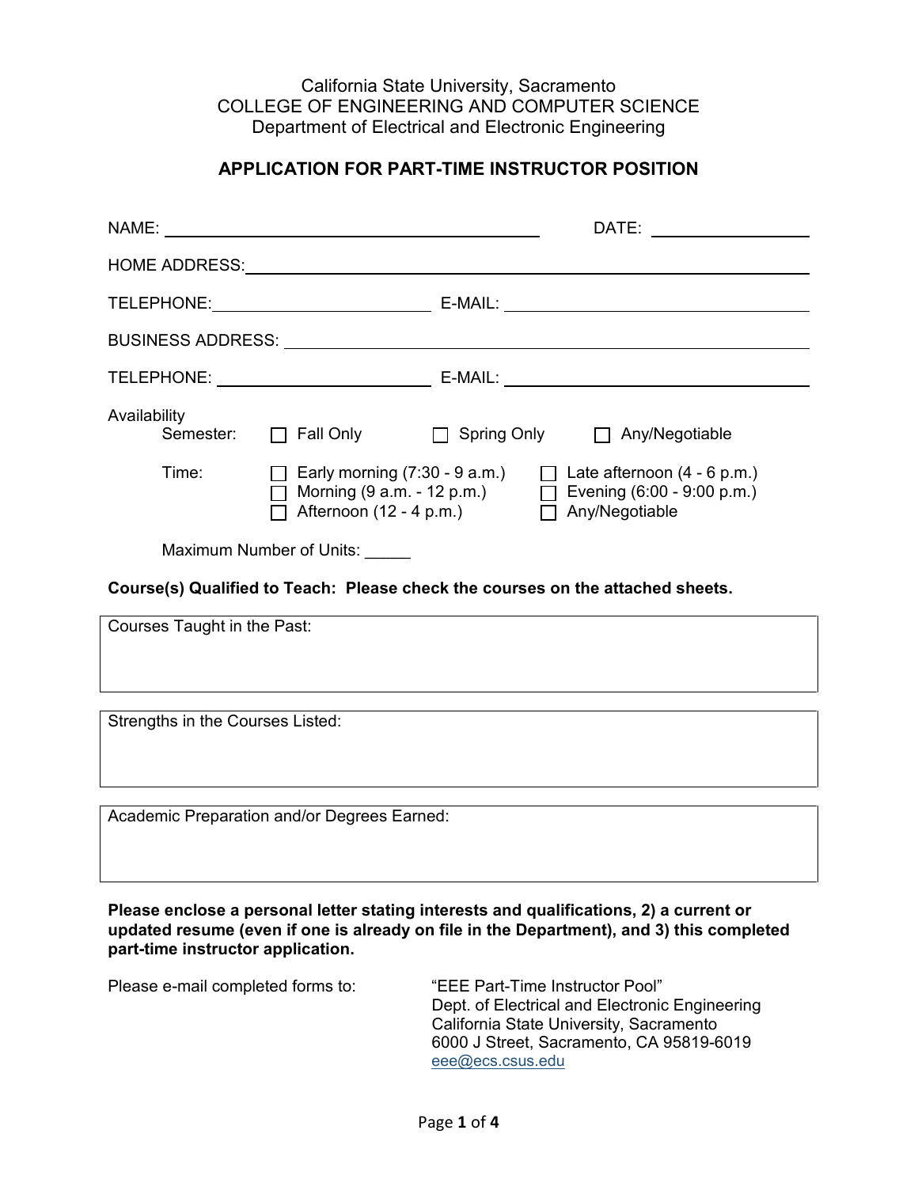California State University, Sacramento
COLLEGE OF ENGINEERING AND COMPUTER SCIENCE
Department of Electrical and Electronic Engineering

## APPLICATION FOR PART-TIME INSTRUCTOR POSITION

NAME: ________________________________________ DATE: ________________

HOME ADDRESS: ____________________________________________________________

TELEPHONE: ______________________ E-MAIL: __________________________________

BUSINESS ADDRESS: ________________________________________________________

TELEPHONE: ______________________ E-MAIL: __________________________________

Availability

Semester: ☐ Fall Only ☐ Spring Only ☐ Any/Negotiable

Time:
- ☐ Early morning (7:30 - 9 a.m.)
- ☐ Morning (9 a.m. - 12 p.m.)
- ☐ Afternoon (12 - 4 p.m.)
- ☐ Late afternoon (4 - 6 p.m.)
- ☐ Evening (6:00 - 9:00 p.m.)
- ☐ Any/Negotiable

Maximum Number of Units: _____

**Course(s) Qualified to Teach: Please check the courses on the attached sheets.**

Courses Taught in the Past:

Strengths in the Courses Listed:

Academic Preparation and/or Degrees Earned:

**Please enclose a personal letter stating interests and qualifications, 2) a current or updated resume (even if one is already on file in the Department), and 3) this completed part-time instructor application.**

Please e-mail completed forms to:

"EEE Part-Time Instructor Pool"
Dept. of Electrical and Electronic Engineering
California State University, Sacramento
6000 J Street, Sacramento, CA 95819-6019
eee@ecs.csus.edu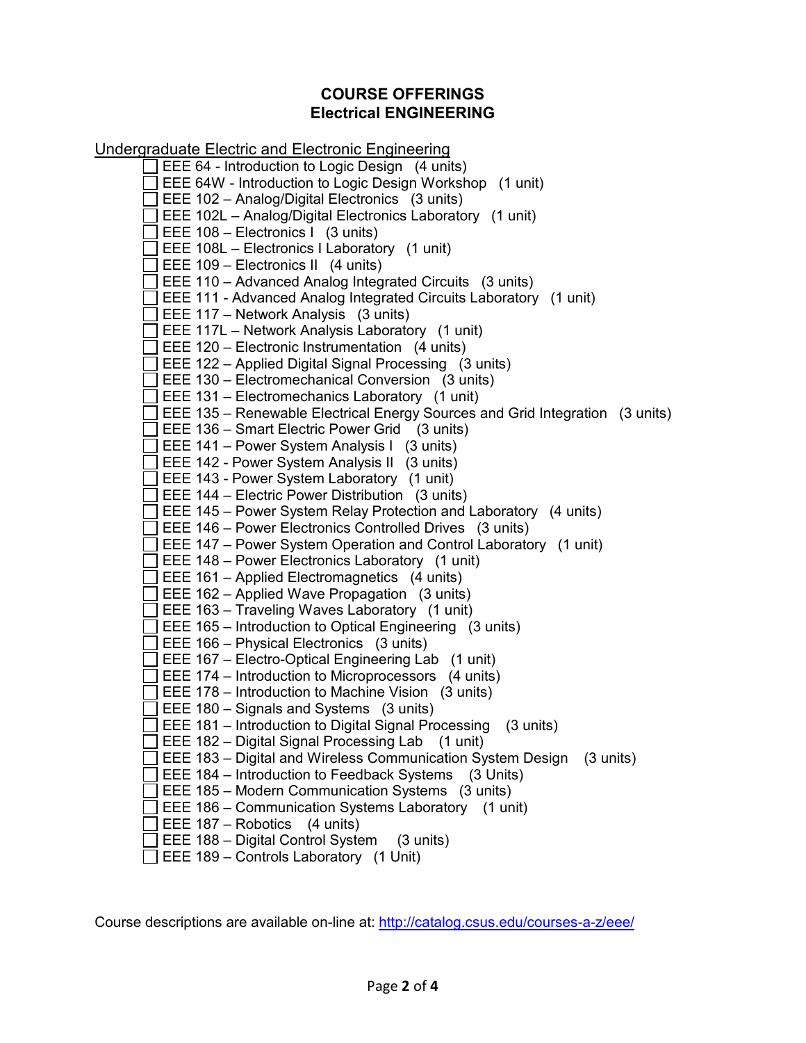## COURSE OFFERINGS
## Electrical ENGINEERING

Undergraduate Electric and Electronic Engineering

- [ ] EEE 64 - Introduction to Logic Design (4 units)
- [ ] EEE 64W - Introduction to Logic Design Workshop (1 unit)
- [ ] EEE 102 – Analog/Digital Electronics (3 units)
- [ ] EEE 102L – Analog/Digital Electronics Laboratory (1 unit)
- [ ] EEE 108 – Electronics I (3 units)
- [ ] EEE 108L – Electronics I Laboratory (1 unit)
- [ ] EEE 109 – Electronics II (4 units)
- [ ] EEE 110 – Advanced Analog Integrated Circuits (3 units)
- [ ] EEE 111 - Advanced Analog Integrated Circuits Laboratory (1 unit)
- [ ] EEE 117 – Network Analysis (3 units)
- [ ] EEE 117L – Network Analysis Laboratory (1 unit)
- [ ] EEE 120 – Electronic Instrumentation (4 units)
- [ ] EEE 122 – Applied Digital Signal Processing (3 units)
- [ ] EEE 130 – Electromechanical Conversion (3 units)
- [ ] EEE 131 – Electromechanics Laboratory (1 unit)
- [ ] EEE 135 – Renewable Electrical Energy Sources and Grid Integration (3 units)
- [ ] EEE 136 – Smart Electric Power Grid (3 units)
- [ ] EEE 141 – Power System Analysis I (3 units)
- [ ] EEE 142 - Power System Analysis II (3 units)
- [ ] EEE 143 - Power System Laboratory (1 unit)
- [ ] EEE 144 – Electric Power Distribution (3 units)
- [ ] EEE 145 – Power System Relay Protection and Laboratory (4 units)
- [ ] EEE 146 – Power Electronics Controlled Drives (3 units)
- [ ] EEE 147 – Power System Operation and Control Laboratory (1 unit)
- [ ] EEE 148 – Power Electronics Laboratory (1 unit)
- [ ] EEE 161 – Applied Electromagnetics (4 units)
- [ ] EEE 162 – Applied Wave Propagation (3 units)
- [ ] EEE 163 – Traveling Waves Laboratory (1 unit)
- [ ] EEE 165 – Introduction to Optical Engineering (3 units)
- [ ] EEE 166 – Physical Electronics (3 units)
- [ ] EEE 167 – Electro-Optical Engineering Lab (1 unit)
- [ ] EEE 174 – Introduction to Microprocessors (4 units)
- [ ] EEE 178 – Introduction to Machine Vision (3 units)
- [ ] EEE 180 – Signals and Systems (3 units)
- [ ] EEE 181 – Introduction to Digital Signal Processing (3 units)
- [ ] EEE 182 – Digital Signal Processing Lab (1 unit)
- [ ] EEE 183 – Digital and Wireless Communication System Design (3 units)
- [ ] EEE 184 – Introduction to Feedback Systems (3 Units)
- [ ] EEE 185 – Modern Communication Systems (3 units)
- [ ] EEE 186 – Communication Systems Laboratory (1 unit)
- [ ] EEE 187 – Robotics (4 units)
- [ ] EEE 188 – Digital Control System (3 units)
- [ ] EEE 189 – Controls Laboratory (1 Unit)

Course descriptions are available on-line at: http://catalog.csus.edu/courses-a-z/eee/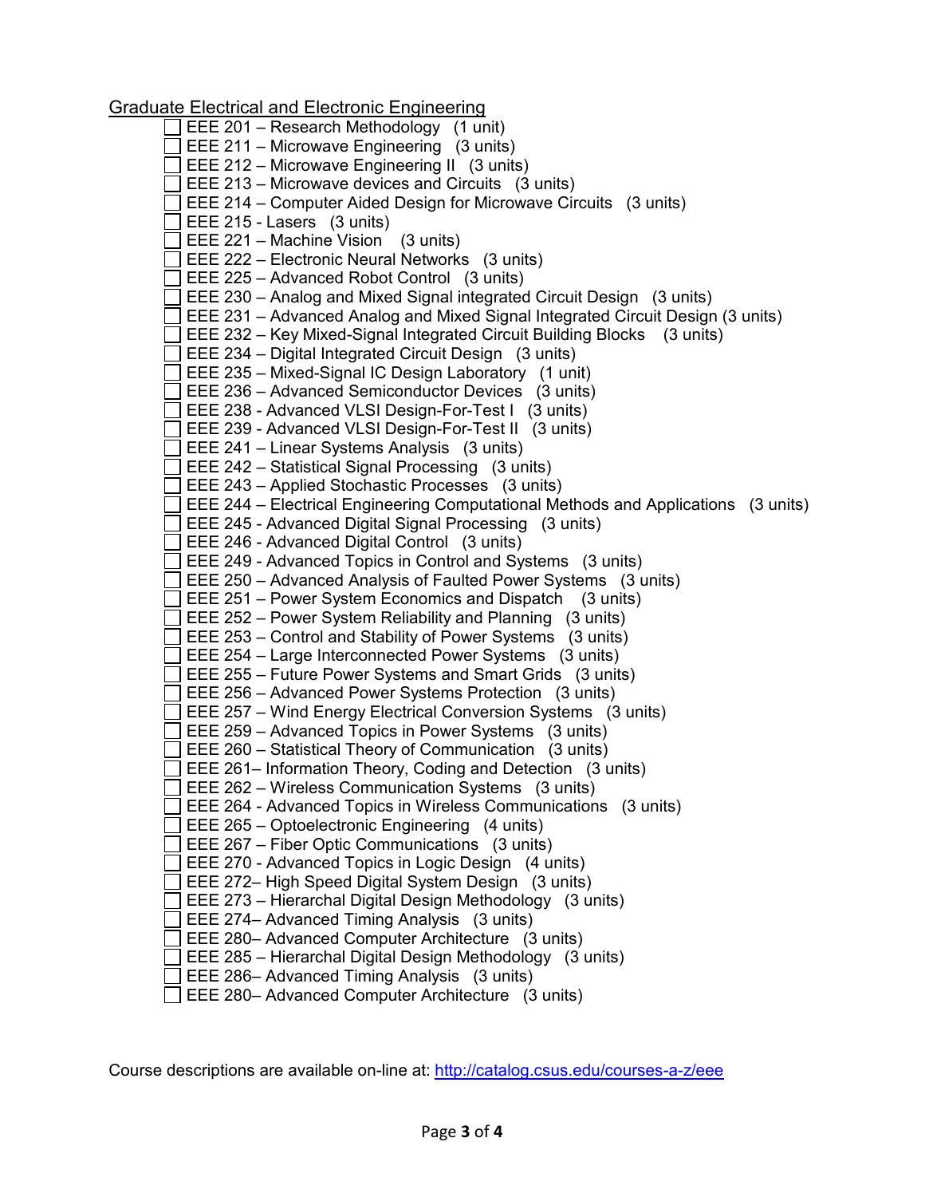Graduate Electrical and Electronic Engineering

- [ ] EEE 201 – Research Methodology (1 unit)
- [ ] EEE 211 – Microwave Engineering (3 units)
- [ ] EEE 212 – Microwave Engineering II (3 units)
- [ ] EEE 213 – Microwave devices and Circuits (3 units)
- [ ] EEE 214 – Computer Aided Design for Microwave Circuits (3 units)
- [ ] EEE 215 - Lasers (3 units)
- [ ] EEE 221 – Machine Vision (3 units)
- [ ] EEE 222 – Electronic Neural Networks (3 units)
- [ ] EEE 225 – Advanced Robot Control (3 units)
- [ ] EEE 230 – Analog and Mixed Signal integrated Circuit Design (3 units)
- [ ] EEE 231 – Advanced Analog and Mixed Signal Integrated Circuit Design (3 units)
- [ ] EEE 232 – Key Mixed-Signal Integrated Circuit Building Blocks (3 units)
- [ ] EEE 234 – Digital Integrated Circuit Design (3 units)
- [ ] EEE 235 – Mixed-Signal IC Design Laboratory (1 unit)
- [ ] EEE 236 – Advanced Semiconductor Devices (3 units)
- [ ] EEE 238 - Advanced VLSI Design-For-Test I (3 units)
- [ ] EEE 239 - Advanced VLSI Design-For-Test II (3 units)
- [ ] EEE 241 – Linear Systems Analysis (3 units)
- [ ] EEE 242 – Statistical Signal Processing (3 units)
- [ ] EEE 243 – Applied Stochastic Processes (3 units)
- [ ] EEE 244 – Electrical Engineering Computational Methods and Applications (3 units)
- [ ] EEE 245 - Advanced Digital Signal Processing (3 units)
- [ ] EEE 246 - Advanced Digital Control (3 units)
- [ ] EEE 249 - Advanced Topics in Control and Systems (3 units)
- [ ] EEE 250 – Advanced Analysis of Faulted Power Systems (3 units)
- [ ] EEE 251 – Power System Economics and Dispatch (3 units)
- [ ] EEE 252 – Power System Reliability and Planning (3 units)
- [ ] EEE 253 – Control and Stability of Power Systems (3 units)
- [ ] EEE 254 – Large Interconnected Power Systems (3 units)
- [ ] EEE 255 – Future Power Systems and Smart Grids (3 units)
- [ ] EEE 256 – Advanced Power Systems Protection (3 units)
- [ ] EEE 257 – Wind Energy Electrical Conversion Systems (3 units)
- [ ] EEE 259 – Advanced Topics in Power Systems (3 units)
- [ ] EEE 260 – Statistical Theory of Communication (3 units)
- [ ] EEE 261– Information Theory, Coding and Detection (3 units)
- [ ] EEE 262 – Wireless Communication Systems (3 units)
- [ ] EEE 264 - Advanced Topics in Wireless Communications (3 units)
- [ ] EEE 265 – Optoelectronic Engineering (4 units)
- [ ] EEE 267 – Fiber Optic Communications (3 units)
- [ ] EEE 270 - Advanced Topics in Logic Design (4 units)
- [ ] EEE 272– High Speed Digital System Design (3 units)
- [ ] EEE 273 – Hierarchal Digital Design Methodology (3 units)
- [ ] EEE 274– Advanced Timing Analysis (3 units)
- [ ] EEE 280– Advanced Computer Architecture (3 units)
- [ ] EEE 285 – Hierarchal Digital Design Methodology (3 units)
- [ ] EEE 286– Advanced Timing Analysis (3 units)
- [ ] EEE 280– Advanced Computer Architecture (3 units)

Course descriptions are available on-line at: [http://catalog.csus.edu/courses-a-z/eee](http://catalog.csus.edu/courses-a-z/eee)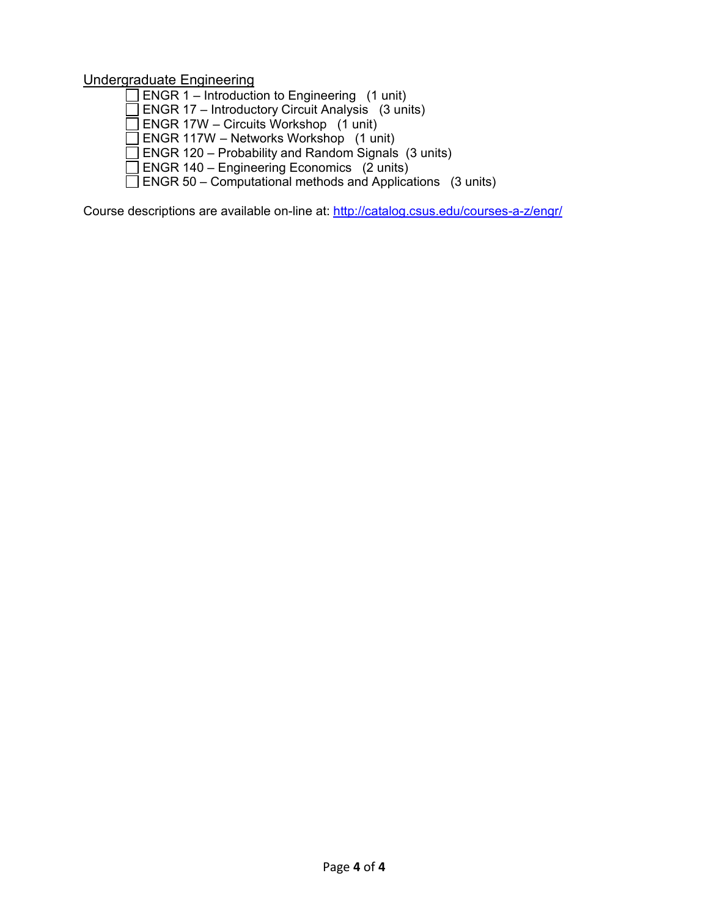Undergraduate Engineering

- ☐ ENGR 1 – Introduction to Engineering (1 unit)
- ☐ ENGR 17 – Introductory Circuit Analysis (3 units)
- ☐ ENGR 17W – Circuits Workshop (1 unit)
- ☐ ENGR 117W – Networks Workshop (1 unit)
- ☐ ENGR 120 – Probability and Random Signals (3 units)
- ☐ ENGR 140 – Engineering Economics (2 units)
- ☐ ENGR 50 – Computational methods and Applications (3 units)

Course descriptions are available on-line at: [http://catalog.csus.edu/courses-a-z/engr/](http://catalog.csus.edu/courses-a-z/engr/)